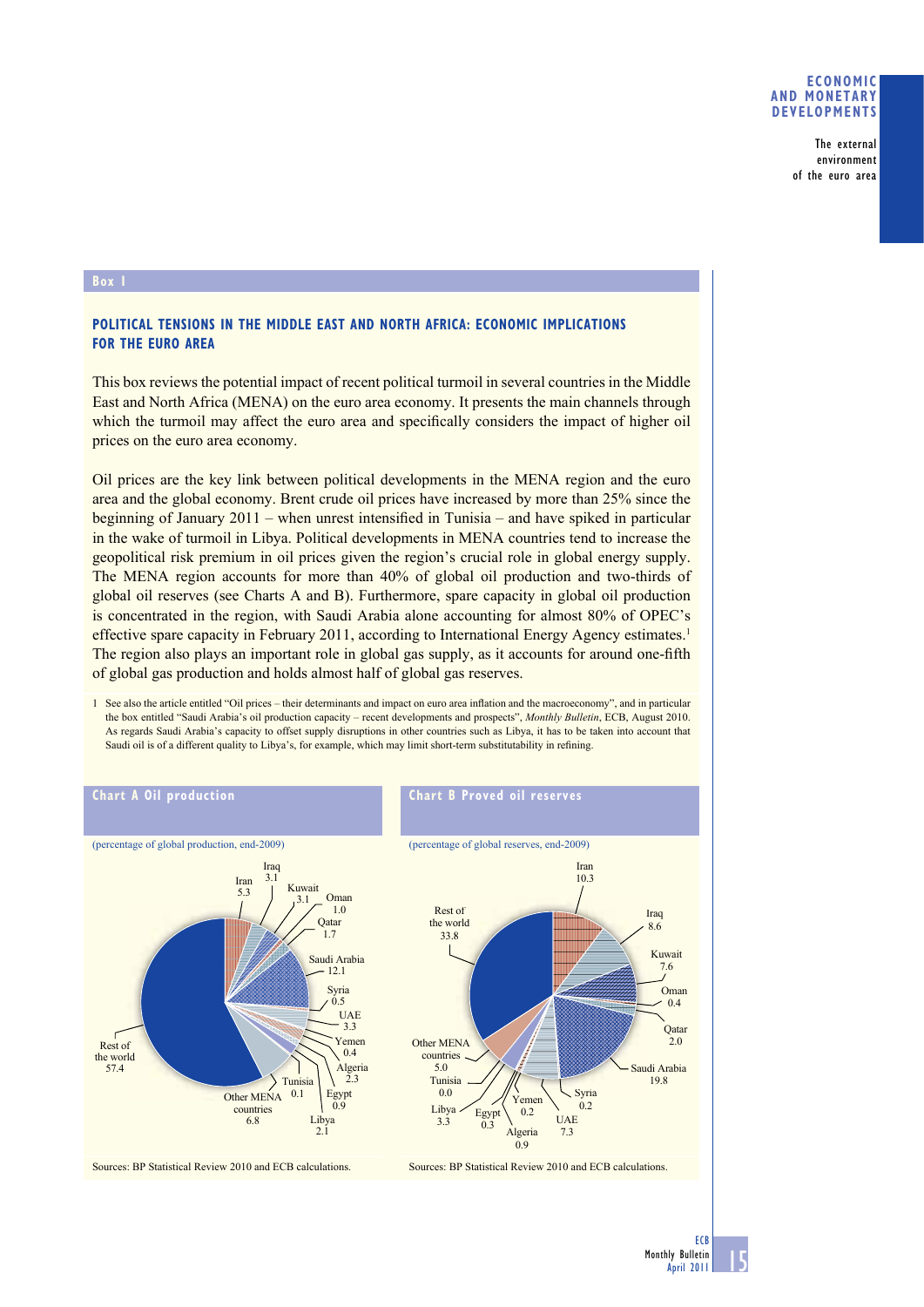Box 1

## POLITICAL TENSIONS IN THE MIDDLE EAST AND NORTH AFRICA: ECONOMIC IMPLICATIONS FOR THE EURO AREA

This box reviews the potential impact of recent political turmoil in several countries in the Middle East and North Africa (MENA) on the euro area economy. It presents the main channels through which the turmoil may affect the euro area and specifically considers the impact of higher oil prices on the euro area economy.

Oil prices are the key link between political developments in the MENA region and the euro area and the global economy. Brent crude oil prices have increased by more than 25% since the beginning of January 2011 – when unrest intensified in Tunisia – and have spiked in particular in the wake of turmoil in Libya. Political developments in MENA countries tend to increase the geopolitical risk premium in oil prices given the region's crucial role in global energy supply. The MENA region accounts for more than 40% of global oil production and two-thirds of global oil reserves (see Charts A and B). Furthermore, spare capacity in global oil production is concentrated in the region, with Saudi Arabia alone accounting for almost 80% of OPEC's effective spare capacity in February 2011, according to International Energy Agency estimates.[1] The region also plays an important role in global gas supply, as it accounts for around one-fifth of global gas production and holds almost half of global gas reserves.

1 See also the article entitled "Oil prices – their determinants and impact on euro area inflation and the macroeconomy", and in particular the box entitled "Saudi Arabia's oil production capacity – recent developments and prospects", *Monthly Bulletin*, ECB, August 2010. As regards Saudi Arabia's capacity to offset supply disruptions in other countries such as Libya, it has to be taken into account that Saudi oil is of a different quality to Libya's, for example, which may limit short-term substitutability in refining.

### Chart A Oil production

(percentage of global production, end-2009)

| Country | Share |
|---|---|
| Iran | 5.3 |
| Iraq | 3.1 |
| Kuwait | 3.1 |
| Oman | 1.0 |
| Qatar | 1.7 |
| Saudi Arabia | 12.1 |
| Syria | 0.5 |
| UAE | 3.3 |
| Yemen | 0.4 |
| Algeria | 2.3 |
| Egypt | 0.9 |
| Libya | 2.1 |
| Tunisia | 0.1 |
| Other MENA countries | 6.8 |
| Rest of the world | 57.4 |

Sources: BP Statistical Review 2010 and ECB calculations.

### Chart B Proved oil reserves

(percentage of global reserves, end-2009)

| Country | Share |
|---|---|
| Iran | 10.3 |
| Iraq | 8.6 |
| Kuwait | 7.6 |
| Oman | 0.4 |
| Qatar | 2.0 |
| Saudi Arabia | 19.8 |
| Syria | 0.2 |
| UAE | 7.3 |
| Yemen | 0.2 |
| Algeria | 0.9 |
| Egypt | 0.3 |
| Libya | 3.3 |
| Tunisia | 0.0 |
| Other MENA countries | 5.0 |
| Rest of the world | 33.8 |

Sources: BP Statistical Review 2010 and ECB calculations.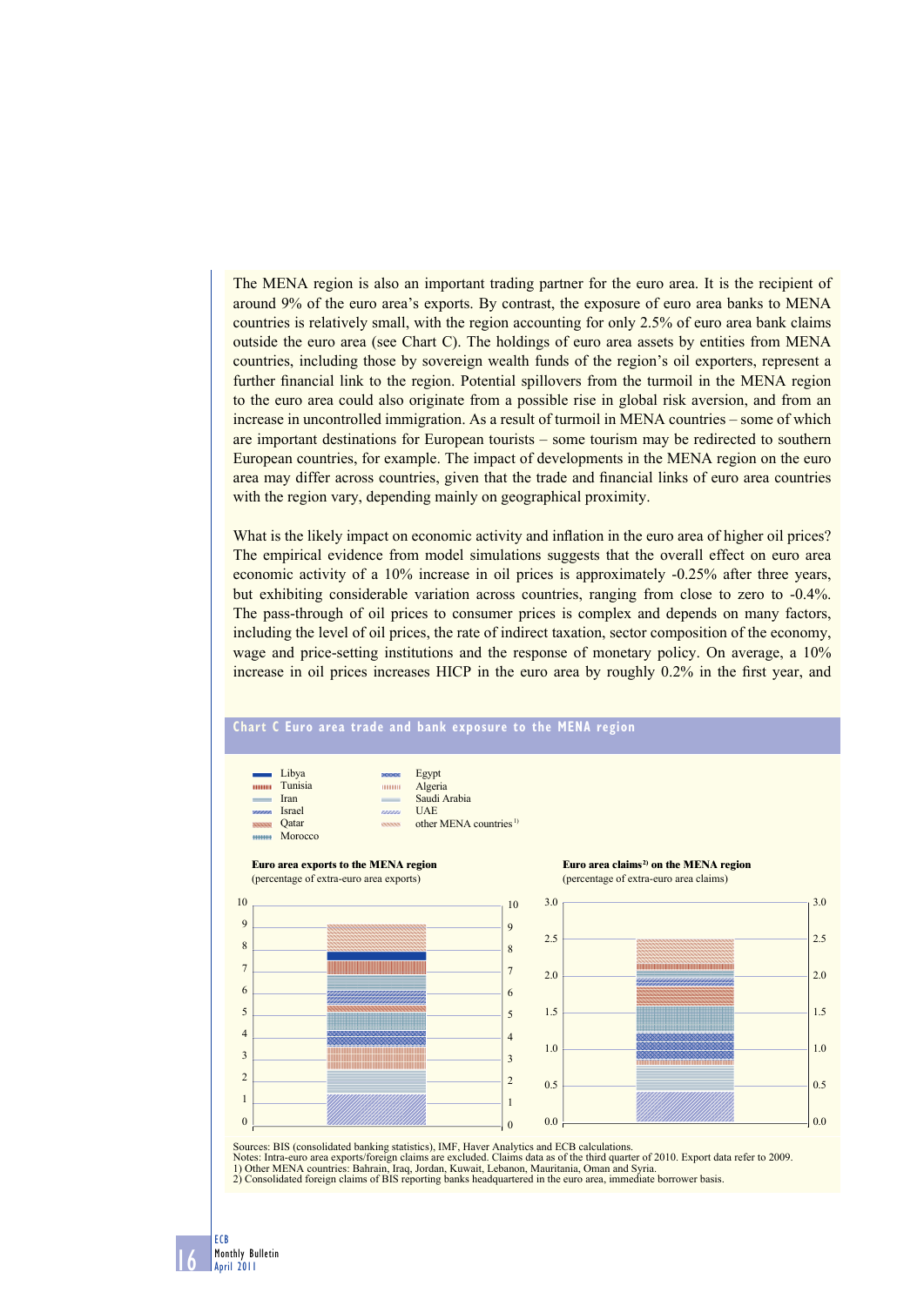The MENA region is also an important trading partner for the euro area. It is the recipient of around 9% of the euro area's exports. By contrast, the exposure of euro area banks to MENA countries is relatively small, with the region accounting for only 2.5% of euro area bank claims outside the euro area (see Chart C). The holdings of euro area assets by entities from MENA countries, including those by sovereign wealth funds of the region's oil exporters, represent a further financial link to the region. Potential spillovers from the turmoil in the MENA region to the euro area could also originate from a possible rise in global risk aversion, and from an increase in uncontrolled immigration. As a result of turmoil in MENA countries – some of which are important destinations for European tourists – some tourism may be redirected to southern European countries, for example. The impact of developments in the MENA region on the euro area may differ across countries, given that the trade and financial links of euro area countries with the region vary, depending mainly on geographical proximity.

What is the likely impact on economic activity and inflation in the euro area of higher oil prices? The empirical evidence from model simulations suggests that the overall effect on euro area economic activity of a 10% increase in oil prices is approximately -0.25% after three years, but exhibiting considerable variation across countries, ranging from close to zero to -0.4%. The pass-through of oil prices to consumer prices is complex and depends on many factors, including the level of oil prices, the rate of indirect taxation, sector composition of the economy, wage and price-setting institutions and the response of monetary policy. On average, a 10% increase in oil prices increases HICP in the euro area by roughly 0.2% in the first year, and

**Chart C Euro area trade and bank exposure to the MENA region**

Legend: Libya; Tunisia; Iran; Israel; Qatar; Morocco; Egypt; Algeria; Saudi Arabia; UAE; other MENA countries[1]

**Euro area exports to the MENA region**
(percentage of extra-euro area exports)

**Euro area claims[2] on the MENA region**
(percentage of extra-euro area claims)

Sources: BIS (consolidated banking statistics), IMF, Haver Analytics and ECB calculations.
Notes: Intra-euro area exports/foreign claims are excluded. Claims data as of the third quarter of 2010. Export data refer to 2009.
1) Other MENA countries: Bahrain, Iraq, Jordan, Kuwait, Lebanon, Mauritania, Oman and Syria.
2) Consolidated foreign claims of BIS reporting banks headquartered in the euro area, immediate borrower basis.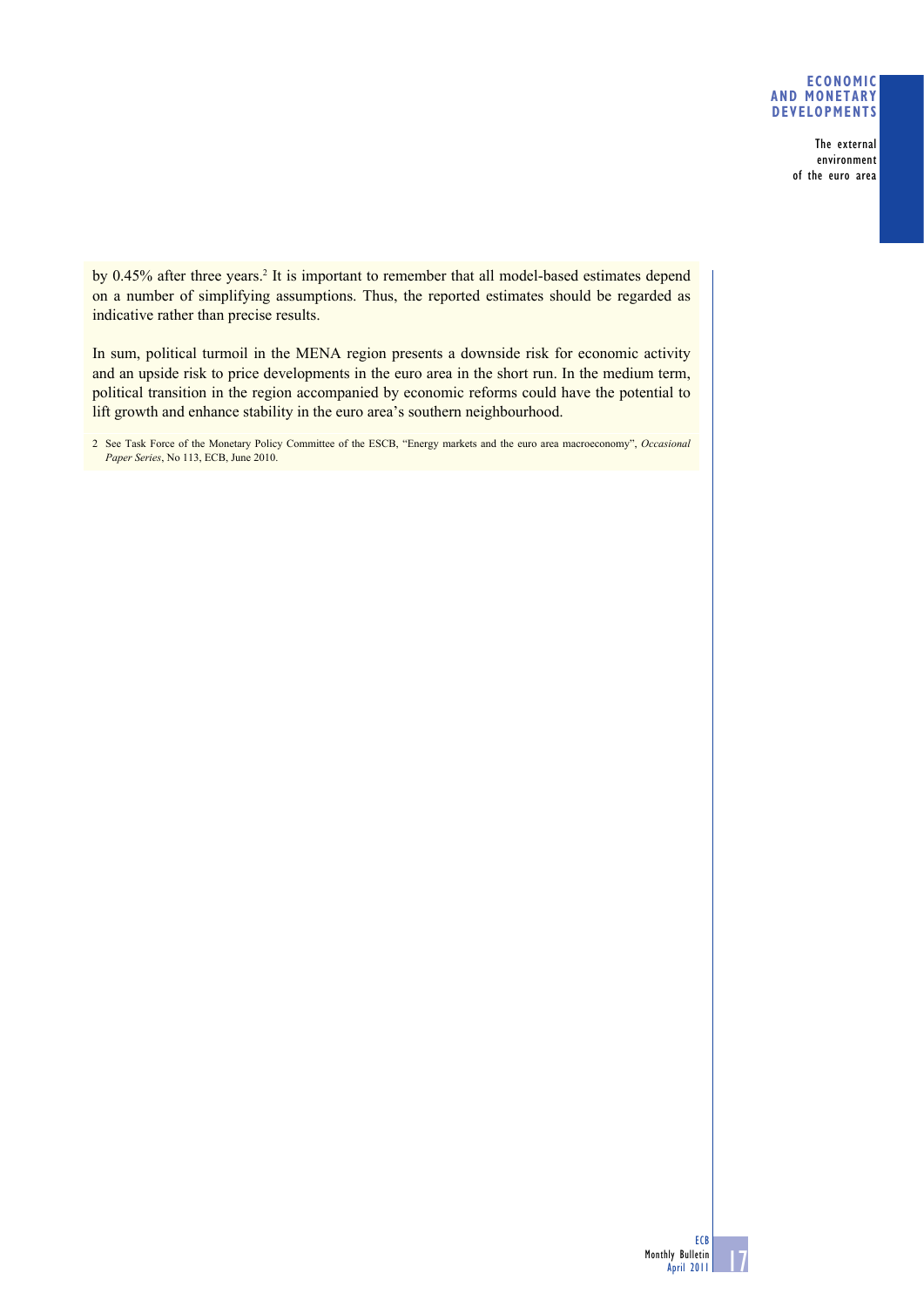by 0.45% after three years.[2] It is important to remember that all model-based estimates depend on a number of simplifying assumptions. Thus, the reported estimates should be regarded as indicative rather than precise results.

In sum, political turmoil in the MENA region presents a downside risk for economic activity and an upside risk to price developments in the euro area in the short run. In the medium term, political transition in the region accompanied by economic reforms could have the potential to lift growth and enhance stability in the euro area's southern neighbourhood.

2 See Task Force of the Monetary Policy Committee of the ESCB, "Energy markets and the euro area macroeconomy", *Occasional Paper Series*, No 113, ECB, June 2010.